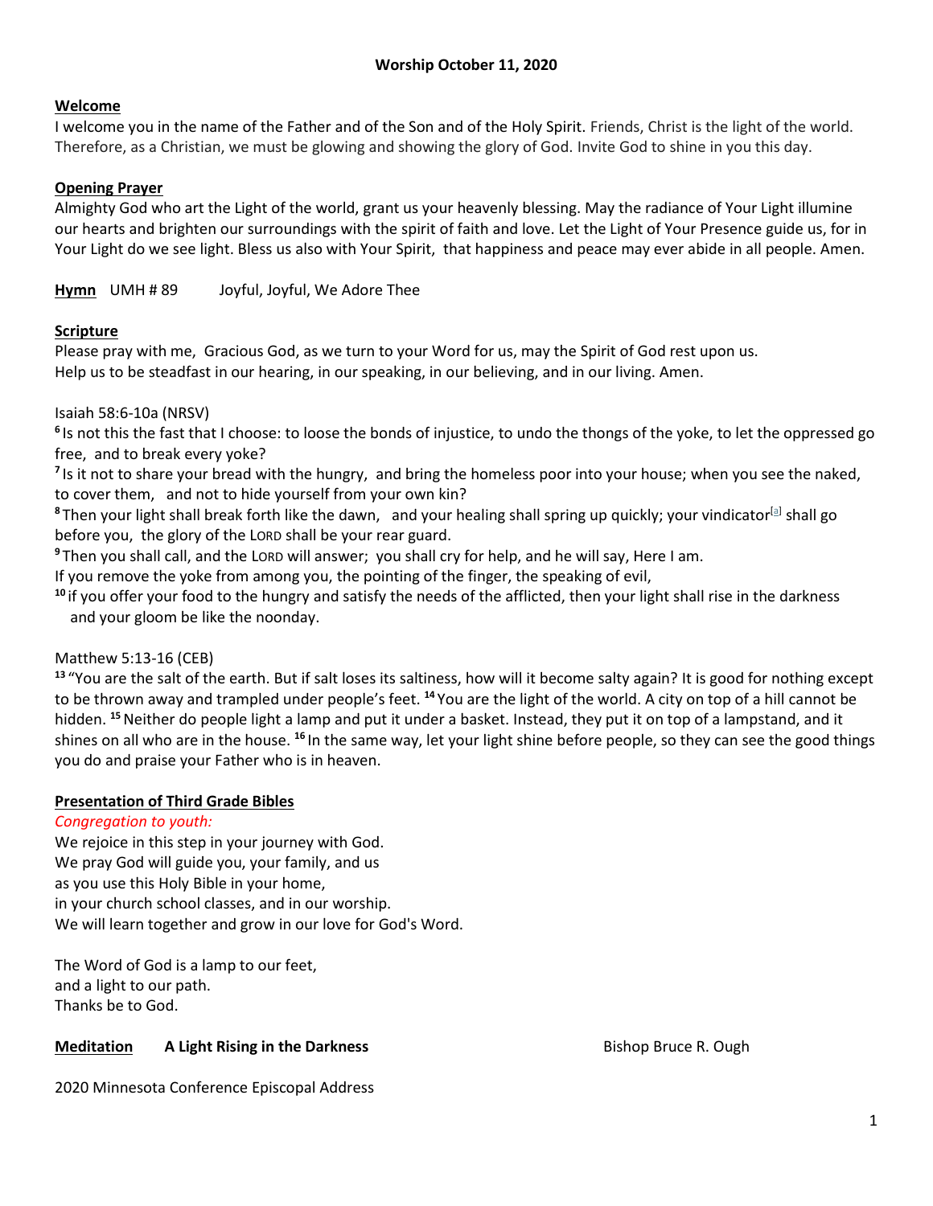**Worship October 11, 2020**

**Welcome**

I welcome you in the name of the Father and of the Son and of the Holy Spirit. Friends, Christ is the light of the world. Therefore, as a Christian, we must be glowing and showing the glory of God. Invite God to shine in you this day.

**Opening Prayer**

Almighty God who art the Light of the world, grant us your heavenly blessing. May the radiance of Your Light illumine our hearts and brighten our surroundings with the spirit of faith and love. Let the Light of Your Presence guide us, for in Your Light do we see light. Bless us also with Your Spirit, that happiness and peace may ever abide in all people. Amen.

**Hymn** UMH # 89 Joyful, Joyful, We Adore Thee

**Scripture**

Please pray with me, Gracious God, as we turn to your Word for us, may the Spirit of God rest upon us.
Help us to be steadfast in our hearing, in our speaking, in our believing, and in our living. Amen.

Isaiah 58:6-10a (NRSV)

**6** Is not this the fast that I choose: to loose the bonds of injustice, to undo the thongs of the yoke, to let the oppressed go free, and to break every yoke?

**7** Is it not to share your bread with the hungry, and bring the homeless poor into your house; when you see the naked, to cover them, and not to hide yourself from your own kin?

**8** Then your light shall break forth like the dawn, and your healing shall spring up quickly; your vindicator[a] shall go before you, the glory of the LORD shall be your rear guard.

**9** Then you shall call, and the LORD will answer; you shall cry for help, and he will say, Here I am.
If you remove the yoke from among you, the pointing of the finger, the speaking of evil,

**10** if you offer your food to the hungry and satisfy the needs of the afflicted, then your light shall rise in the darkness and your gloom be like the noonday.

Matthew 5:13-16 (CEB)

**13** "You are the salt of the earth. But if salt loses its saltiness, how will it become salty again? It is good for nothing except to be thrown away and trampled under people's feet. **14** You are the light of the world. A city on top of a hill cannot be hidden. **15** Neither do people light a lamp and put it under a basket. Instead, they put it on top of a lampstand, and it shines on all who are in the house. **16** In the same way, let your light shine before people, so they can see the good things you do and praise your Father who is in heaven.

**Presentation of Third Grade Bibles**

*Congregation to youth:*

We rejoice in this step in your journey with God.
We pray God will guide you, your family, and us
as you use this Holy Bible in your home,
in your church school classes, and in our worship.
We will learn together and grow in our love for God's Word.

The Word of God is a lamp to our feet,
and a light to our path.
Thanks be to God.

**Meditation** **A Light Rising in the Darkness** Bishop Bruce R. Ough

2020 Minnesota Conference Episcopal Address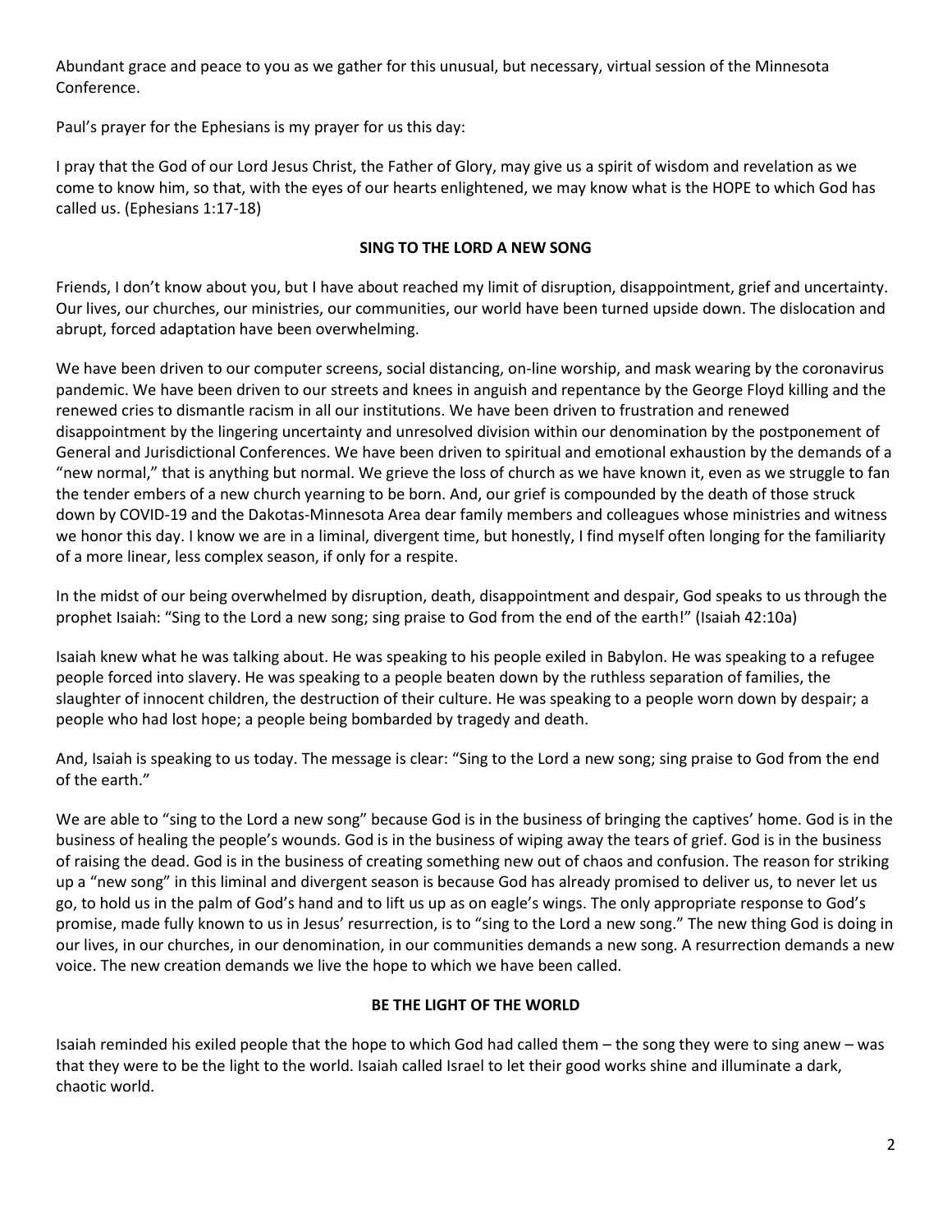Abundant grace and peace to you as we gather for this unusual, but necessary, virtual session of the Minnesota Conference.

Paul's prayer for the Ephesians is my prayer for us this day:

I pray that the God of our Lord Jesus Christ, the Father of Glory, may give us a spirit of wisdom and revelation as we come to know him, so that, with the eyes of our hearts enlightened, we may know what is the HOPE to which God has called us. (Ephesians 1:17-18)

## SING TO THE LORD A NEW SONG

Friends, I don't know about you, but I have about reached my limit of disruption, disappointment, grief and uncertainty. Our lives, our churches, our ministries, our communities, our world have been turned upside down. The dislocation and abrupt, forced adaptation have been overwhelming.

We have been driven to our computer screens, social distancing, on-line worship, and mask wearing by the coronavirus pandemic. We have been driven to our streets and knees in anguish and repentance by the George Floyd killing and the renewed cries to dismantle racism in all our institutions. We have been driven to frustration and renewed disappointment by the lingering uncertainty and unresolved division within our denomination by the postponement of General and Jurisdictional Conferences. We have been driven to spiritual and emotional exhaustion by the demands of a "new normal," that is anything but normal. We grieve the loss of church as we have known it, even as we struggle to fan the tender embers of a new church yearning to be born. And, our grief is compounded by the death of those struck down by COVID-19 and the Dakotas-Minnesota Area dear family members and colleagues whose ministries and witness we honor this day. I know we are in a liminal, divergent time, but honestly, I find myself often longing for the familiarity of a more linear, less complex season, if only for a respite.

In the midst of our being overwhelmed by disruption, death, disappointment and despair, God speaks to us through the prophet Isaiah: "Sing to the Lord a new song; sing praise to God from the end of the earth!" (Isaiah 42:10a)

Isaiah knew what he was talking about. He was speaking to his people exiled in Babylon. He was speaking to a refugee people forced into slavery. He was speaking to a people beaten down by the ruthless separation of families, the slaughter of innocent children, the destruction of their culture. He was speaking to a people worn down by despair; a people who had lost hope; a people being bombarded by tragedy and death.

And, Isaiah is speaking to us today. The message is clear: "Sing to the Lord a new song; sing praise to God from the end of the earth."

We are able to "sing to the Lord a new song" because God is in the business of bringing the captives' home. God is in the business of healing the people's wounds. God is in the business of wiping away the tears of grief. God is in the business of raising the dead. God is in the business of creating something new out of chaos and confusion. The reason for striking up a "new song" in this liminal and divergent season is because God has already promised to deliver us, to never let us go, to hold us in the palm of God's hand and to lift us up as on eagle's wings. The only appropriate response to God's promise, made fully known to us in Jesus' resurrection, is to "sing to the Lord a new song." The new thing God is doing in our lives, in our churches, in our denomination, in our communities demands a new song. A resurrection demands a new voice. The new creation demands we live the hope to which we have been called.

## BE THE LIGHT OF THE WORLD

Isaiah reminded his exiled people that the hope to which God had called them – the song they were to sing anew – was that they were to be the light to the world. Isaiah called Israel to let their good works shine and illuminate a dark, chaotic world.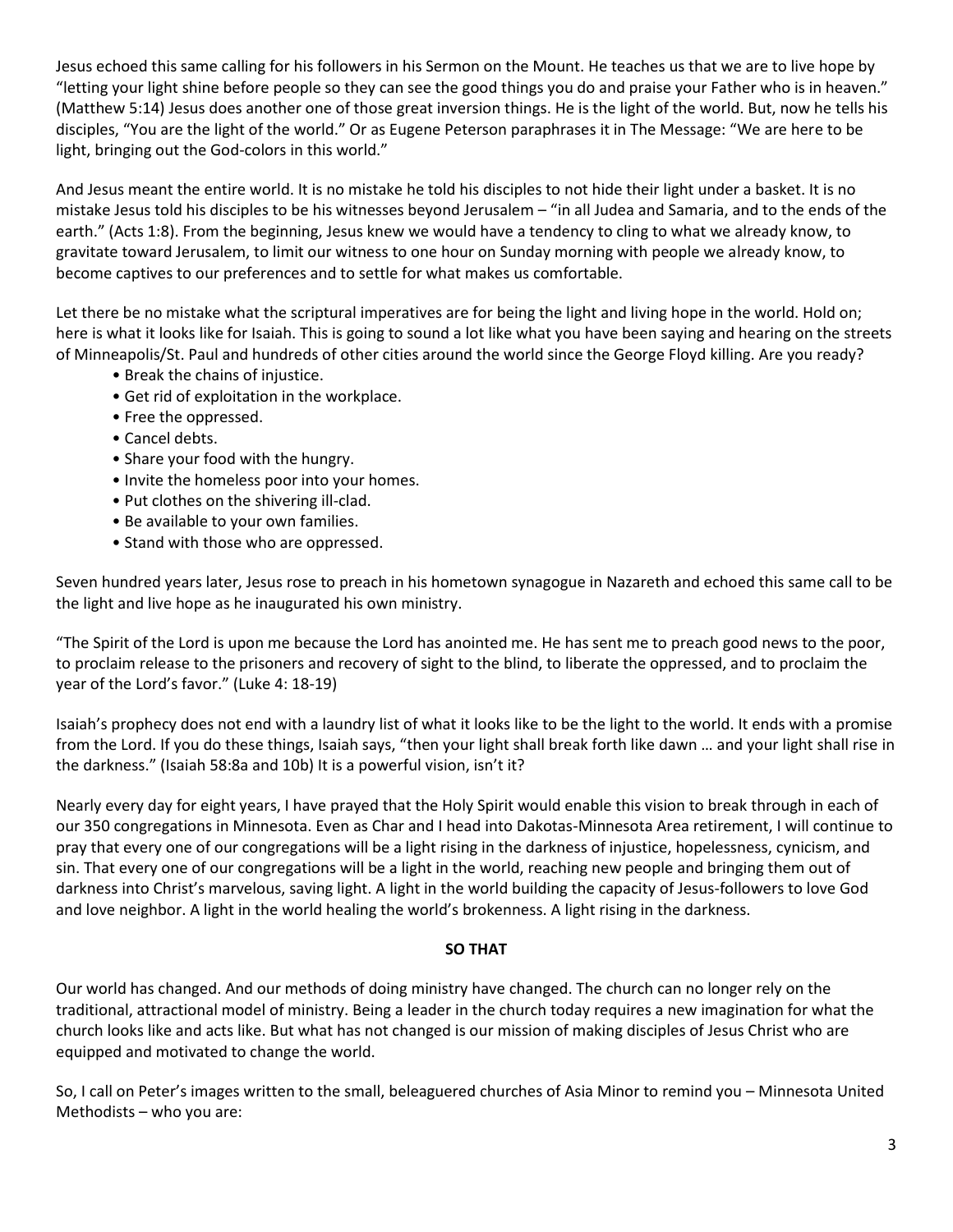Jesus echoed this same calling for his followers in his Sermon on the Mount. He teaches us that we are to live hope by "letting your light shine before people so they can see the good things you do and praise your Father who is in heaven." (Matthew 5:14) Jesus does another one of those great inversion things. He is the light of the world. But, now he tells his disciples, "You are the light of the world." Or as Eugene Peterson paraphrases it in The Message: "We are here to be light, bringing out the God-colors in this world."

And Jesus meant the entire world. It is no mistake he told his disciples to not hide their light under a basket. It is no mistake Jesus told his disciples to be his witnesses beyond Jerusalem – "in all Judea and Samaria, and to the ends of the earth." (Acts 1:8). From the beginning, Jesus knew we would have a tendency to cling to what we already know, to gravitate toward Jerusalem, to limit our witness to one hour on Sunday morning with people we already know, to become captives to our preferences and to settle for what makes us comfortable.

Let there be no mistake what the scriptural imperatives are for being the light and living hope in the world. Hold on; here is what it looks like for Isaiah. This is going to sound a lot like what you have been saying and hearing on the streets of Minneapolis/St. Paul and hundreds of other cities around the world since the George Floyd killing. Are you ready?

- Break the chains of injustice.
- Get rid of exploitation in the workplace.
- Free the oppressed.
- Cancel debts.
- Share your food with the hungry.
- Invite the homeless poor into your homes.
- Put clothes on the shivering ill-clad.
- Be available to your own families.
- Stand with those who are oppressed.

Seven hundred years later, Jesus rose to preach in his hometown synagogue in Nazareth and echoed this same call to be the light and live hope as he inaugurated his own ministry.

"The Spirit of the Lord is upon me because the Lord has anointed me. He has sent me to preach good news to the poor, to proclaim release to the prisoners and recovery of sight to the blind, to liberate the oppressed, and to proclaim the year of the Lord's favor." (Luke 4: 18-19)

Isaiah's prophecy does not end with a laundry list of what it looks like to be the light to the world. It ends with a promise from the Lord. If you do these things, Isaiah says, "then your light shall break forth like dawn … and your light shall rise in the darkness." (Isaiah 58:8a and 10b) It is a powerful vision, isn't it?

Nearly every day for eight years, I have prayed that the Holy Spirit would enable this vision to break through in each of our 350 congregations in Minnesota. Even as Char and I head into Dakotas-Minnesota Area retirement, I will continue to pray that every one of our congregations will be a light rising in the darkness of injustice, hopelessness, cynicism, and sin. That every one of our congregations will be a light in the world, reaching new people and bringing them out of darkness into Christ's marvelous, saving light. A light in the world building the capacity of Jesus-followers to love God and love neighbor. A light in the world healing the world's brokenness. A light rising in the darkness.

## SO THAT

Our world has changed. And our methods of doing ministry have changed. The church can no longer rely on the traditional, attractional model of ministry. Being a leader in the church today requires a new imagination for what the church looks like and acts like. But what has not changed is our mission of making disciples of Jesus Christ who are equipped and motivated to change the world.

So, I call on Peter's images written to the small, beleaguered churches of Asia Minor to remind you – Minnesota United Methodists – who you are: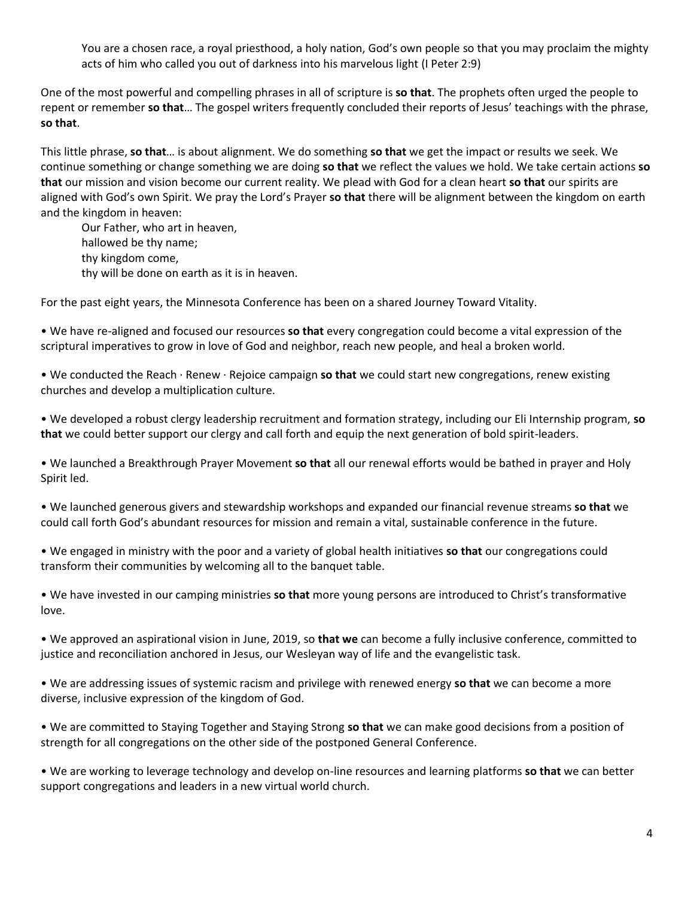> You are a chosen race, a royal priesthood, a holy nation, God's own people so that you may proclaim the mighty acts of him who called you out of darkness into his marvelous light (I Peter 2:9)

One of the most powerful and compelling phrases in all of scripture is **so that**. The prophets often urged the people to repent or remember **so that**… The gospel writers frequently concluded their reports of Jesus' teachings with the phrase, **so that**.

This little phrase, **so that**… is about alignment. We do something **so that** we get the impact or results we seek. We continue something or change something we are doing **so that** we reflect the values we hold. We take certain actions **so that** our mission and vision become our current reality. We plead with God for a clean heart **so that** our spirits are aligned with God's own Spirit. We pray the Lord's Prayer **so that** there will be alignment between the kingdom on earth and the kingdom in heaven:

> Our Father, who art in heaven,
> hallowed be thy name;
> thy kingdom come,
> thy will be done on earth as it is in heaven.

For the past eight years, the Minnesota Conference has been on a shared Journey Toward Vitality.

- We have re-aligned and focused our resources **so that** every congregation could become a vital expression of the scriptural imperatives to grow in love of God and neighbor, reach new people, and heal a broken world.
- We conducted the Reach · Renew · Rejoice campaign **so that** we could start new congregations, renew existing churches and develop a multiplication culture.
- We developed a robust clergy leadership recruitment and formation strategy, including our Eli Internship program, **so that** we could better support our clergy and call forth and equip the next generation of bold spirit-leaders.
- We launched a Breakthrough Prayer Movement **so that** all our renewal efforts would be bathed in prayer and Holy Spirit led.
- We launched generous givers and stewardship workshops and expanded our financial revenue streams **so that** we could call forth God's abundant resources for mission and remain a vital, sustainable conference in the future.
- We engaged in ministry with the poor and a variety of global health initiatives **so that** our congregations could transform their communities by welcoming all to the banquet table.
- We have invested in our camping ministries **so that** more young persons are introduced to Christ's transformative love.
- We approved an aspirational vision in June, 2019, so **that we** can become a fully inclusive conference, committed to justice and reconciliation anchored in Jesus, our Wesleyan way of life and the evangelistic task.
- We are addressing issues of systemic racism and privilege with renewed energy **so that** we can become a more diverse, inclusive expression of the kingdom of God.
- We are committed to Staying Together and Staying Strong **so that** we can make good decisions from a position of strength for all congregations on the other side of the postponed General Conference.
- We are working to leverage technology and develop on-line resources and learning platforms **so that** we can better support congregations and leaders in a new virtual world church.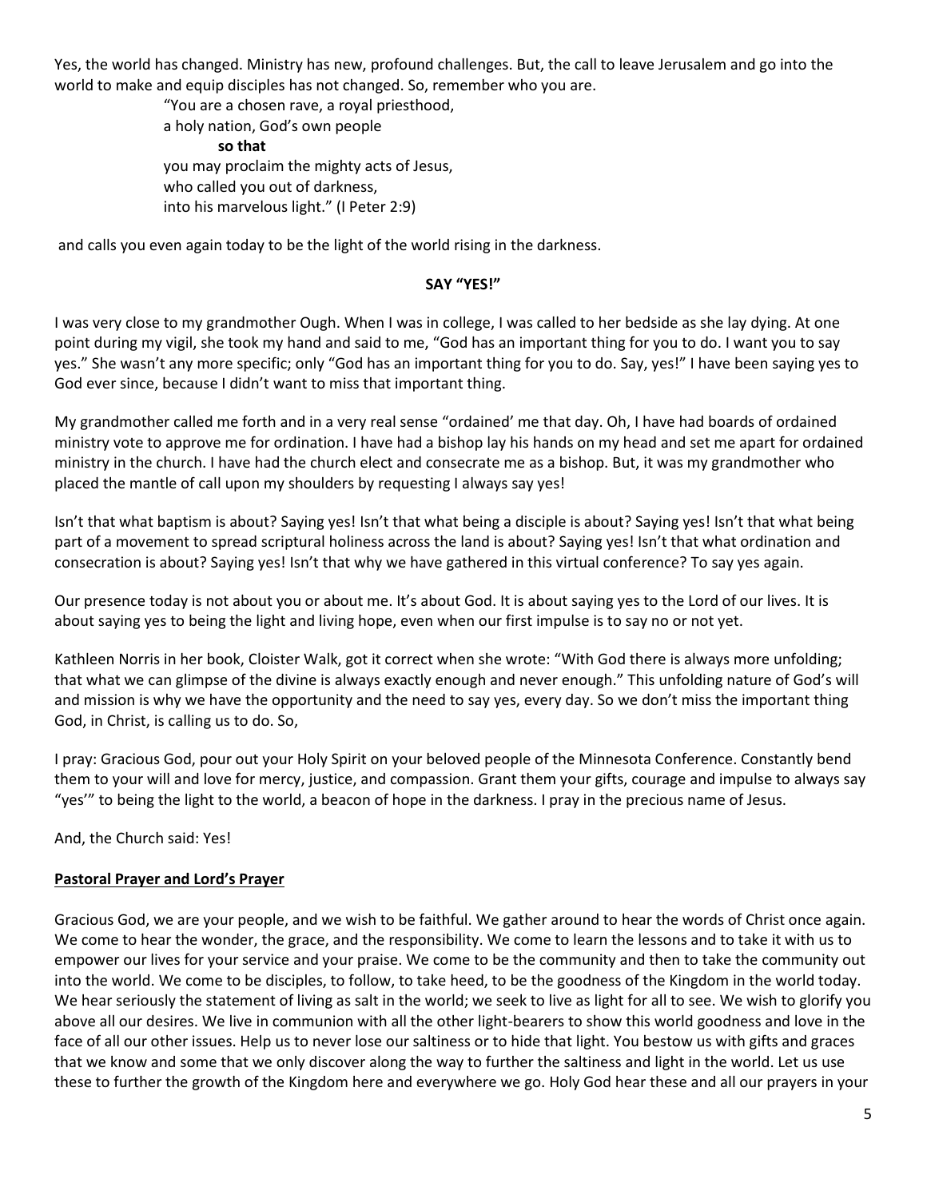Yes, the world has changed. Ministry has new, profound challenges. But, the call to leave Jerusalem and go into the world to make and equip disciples has not changed. So, remember who you are.

> "You are a chosen rave, a royal priesthood,
> a holy nation, God's own people
> **so that**
> you may proclaim the mighty acts of Jesus,
> who called you out of darkness,
> into his marvelous light." (I Peter 2:9)

and calls you even again today to be the light of the world rising in the darkness.

**SAY "YES!"**

I was very close to my grandmother Ough. When I was in college, I was called to her bedside as she lay dying. At one point during my vigil, she took my hand and said to me, "God has an important thing for you to do. I want you to say yes." She wasn't any more specific; only "God has an important thing for you to do. Say, yes!" I have been saying yes to God ever since, because I didn't want to miss that important thing.

My grandmother called me forth and in a very real sense "ordained' me that day. Oh, I have had boards of ordained ministry vote to approve me for ordination. I have had a bishop lay his hands on my head and set me apart for ordained ministry in the church. I have had the church elect and consecrate me as a bishop. But, it was my grandmother who placed the mantle of call upon my shoulders by requesting I always say yes!

Isn't that what baptism is about? Saying yes! Isn't that what being a disciple is about? Saying yes! Isn't that what being part of a movement to spread scriptural holiness across the land is about? Saying yes! Isn't that what ordination and consecration is about? Saying yes! Isn't that why we have gathered in this virtual conference? To say yes again.

Our presence today is not about you or about me. It's about God. It is about saying yes to the Lord of our lives. It is about saying yes to being the light and living hope, even when our first impulse is to say no or not yet.

Kathleen Norris in her book, Cloister Walk, got it correct when she wrote: "With God there is always more unfolding; that what we can glimpse of the divine is always exactly enough and never enough." This unfolding nature of God's will and mission is why we have the opportunity and the need to say yes, every day. So we don't miss the important thing God, in Christ, is calling us to do. So,

I pray: Gracious God, pour out your Holy Spirit on your beloved people of the Minnesota Conference. Constantly bend them to your will and love for mercy, justice, and compassion. Grant them your gifts, courage and impulse to always say "yes'" to being the light to the world, a beacon of hope in the darkness. I pray in the precious name of Jesus.

And, the Church said: Yes!

**Pastoral Prayer and Lord's Prayer**

Gracious God, we are your people, and we wish to be faithful. We gather around to hear the words of Christ once again. We come to hear the wonder, the grace, and the responsibility. We come to learn the lessons and to take it with us to empower our lives for your service and your praise. We come to be the community and then to take the community out into the world. We come to be disciples, to follow, to take heed, to be the goodness of the Kingdom in the world today. We hear seriously the statement of living as salt in the world; we seek to live as light for all to see. We wish to glorify you above all our desires. We live in communion with all the other light-bearers to show this world goodness and love in the face of all our other issues. Help us to never lose our saltiness or to hide that light. You bestow us with gifts and graces that we know and some that we only discover along the way to further the saltiness and light in the world. Let us use these to further the growth of the Kingdom here and everywhere we go. Holy God hear these and all our prayers in your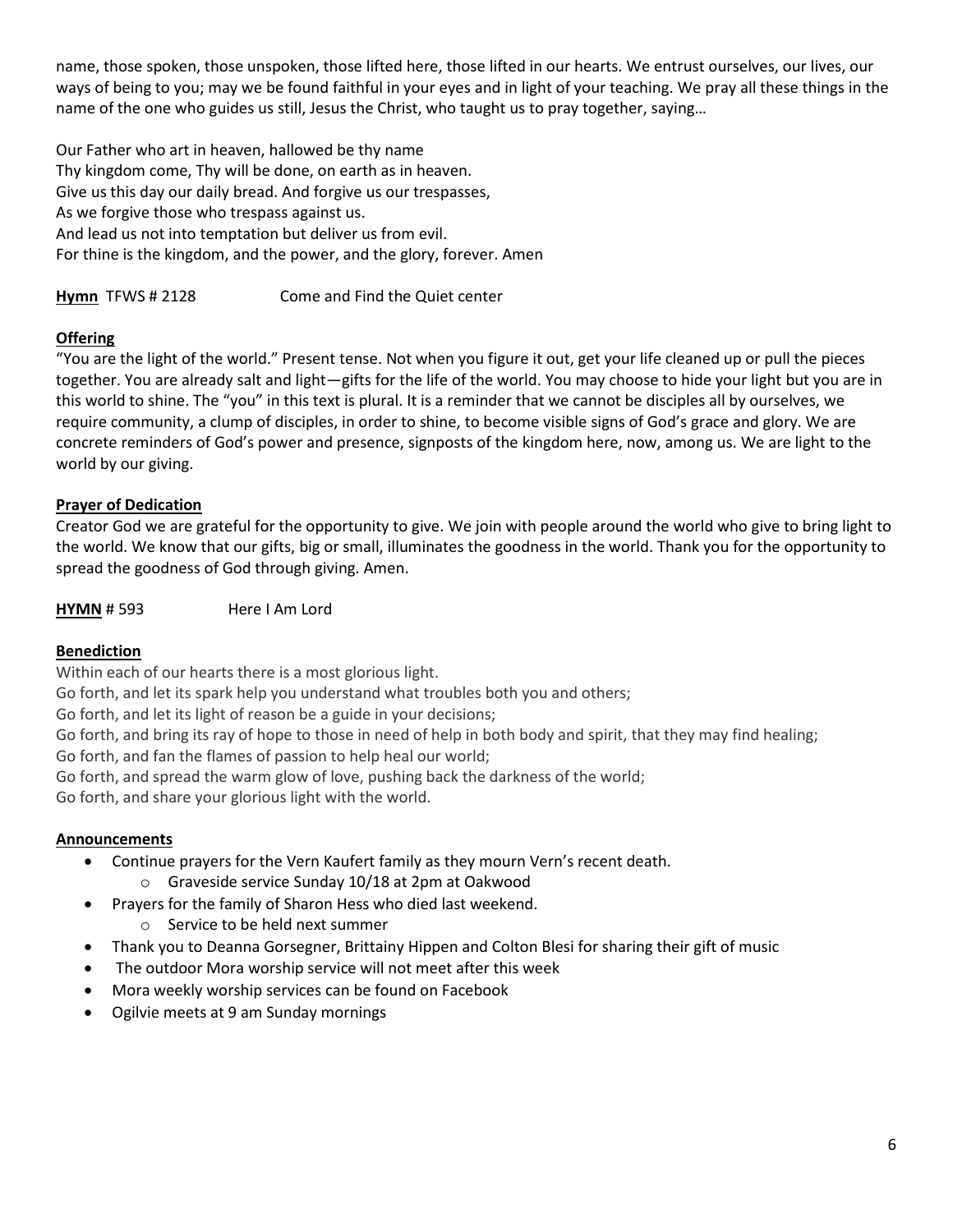name, those spoken, those unspoken, those lifted here, those lifted in our hearts. We entrust ourselves, our lives, our ways of being to you; may we be found faithful in your eyes and in light of your teaching. We pray all these things in the name of the one who guides us still, Jesus the Christ, who taught us to pray together, saying…

Our Father who art in heaven, hallowed be thy name
Thy kingdom come, Thy will be done, on earth as in heaven.
Give us this day our daily bread. And forgive us our trespasses,
As we forgive those who trespass against us.
And lead us not into temptation but deliver us from evil.
For thine is the kingdom, and the power, and the glory, forever. Amen

**Hymn** TFWS # 2128 Come and Find the Quiet center

**Offering**
"You are the light of the world." Present tense. Not when you figure it out, get your life cleaned up or pull the pieces together. You are already salt and light—gifts for the life of the world. You may choose to hide your light but you are in this world to shine. The "you" in this text is plural. It is a reminder that we cannot be disciples all by ourselves, we require community, a clump of disciples, in order to shine, to become visible signs of God's grace and glory. We are concrete reminders of God's power and presence, signposts of the kingdom here, now, among us. We are light to the world by our giving.

**Prayer of Dedication**
Creator God we are grateful for the opportunity to give. We join with people around the world who give to bring light to the world. We know that our gifts, big or small, illuminates the goodness in the world. Thank you for the opportunity to spread the goodness of God through giving. Amen.

**HYMN** # 593 Here I Am Lord

**Benediction**
Within each of our hearts there is a most glorious light.
Go forth, and let its spark help you understand what troubles both you and others;
Go forth, and let its light of reason be a guide in your decisions;
Go forth, and bring its ray of hope to those in need of help in both body and spirit, that they may find healing;
Go forth, and fan the flames of passion to help heal our world;
Go forth, and spread the warm glow of love, pushing back the darkness of the world;
Go forth, and share your glorious light with the world.

**Announcements**

- Continue prayers for the Vern Kaufert family as they mourn Vern's recent death.
    - Graveside service Sunday 10/18 at 2pm at Oakwood
- Prayers for the family of Sharon Hess who died last weekend.
    - Service to be held next summer
- Thank you to Deanna Gorsegner, Brittainy Hippen and Colton Blesi for sharing their gift of music
- The outdoor Mora worship service will not meet after this week
- Mora weekly worship services can be found on Facebook
- Ogilvie meets at 9 am Sunday mornings